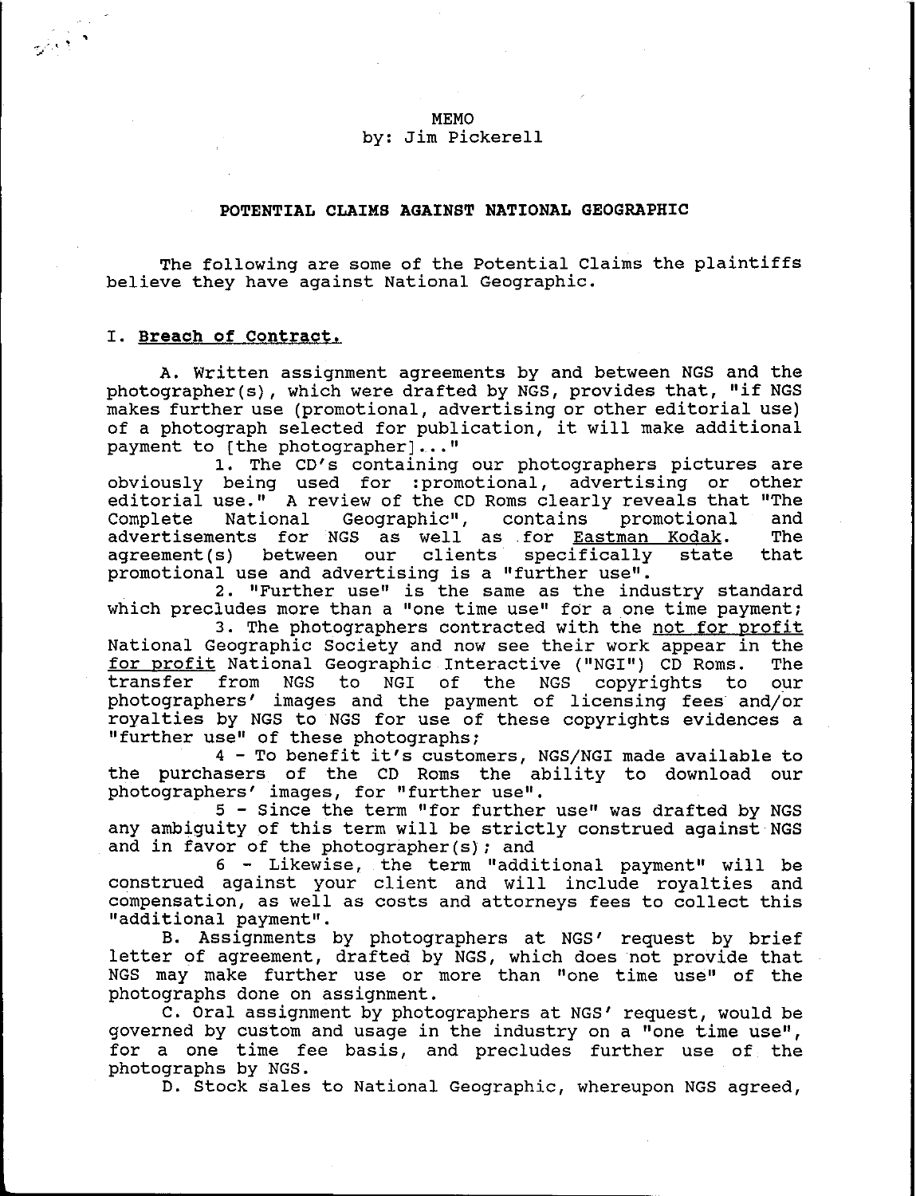MEMO
by: Jim Pickerell

## POTENTIAL CLAIMS AGAINST NATIONAL GEOGRAPHIC

The following are some of the Potential Claims the plaintiffs believe they have against National Geographic.

I. **Breach of Contract.**

A. Written assignment agreements by and between NGS and the photographer(s), which were drafted by NGS, provides that, "if NGS makes further use (promotional, advertising or other editorial use) of a photograph selected for publication, it will make additional payment to [the photographer]..."

1. The CD's containing our photographers pictures are obviously being used for :promotional, advertising or other editorial use." A review of the CD Roms clearly reveals that "The Complete National Geographic", contains promotional and advertisements for NGS as well as for Eastman Kodak. The agreement(s) between our clients specifically state that promotional use and advertising is a "further use".

2. "Further use" is the same as the industry standard which precludes more than a "one time use" for a one time payment;

3. The photographers contracted with the not for profit National Geographic Society and now see their work appear in the for profit National Geographic Interactive ("NGI") CD Roms. The transfer from NGS to NGI of the NGS copyrights to our photographers' images and the payment of licensing fees and/or royalties by NGS to NGS for use of these copyrights evidences a "further use" of these photographs;

4 - To benefit it's customers, NGS/NGI made available to the purchasers of the CD Roms the ability to download our photographers' images, for "further use".

5 - Since the term "for further use" was drafted by NGS any ambiguity of this term will be strictly construed against NGS and in favor of the photographer(s); and

6 - Likewise, the term "additional payment" will be construed against your client and will include royalties and compensation, as well as costs and attorneys fees to collect this "additional payment".

B. Assignments by photographers at NGS' request by brief letter of agreement, drafted by NGS, which does not provide that NGS may make further use or more than "one time use" of the photographs done on assignment.

C. Oral assignment by photographers at NGS' request, would be governed by custom and usage in the industry on a "one time use", for a one time fee basis, and precludes further use of the photographs by NGS.

D. Stock sales to National Geographic, whereupon NGS agreed,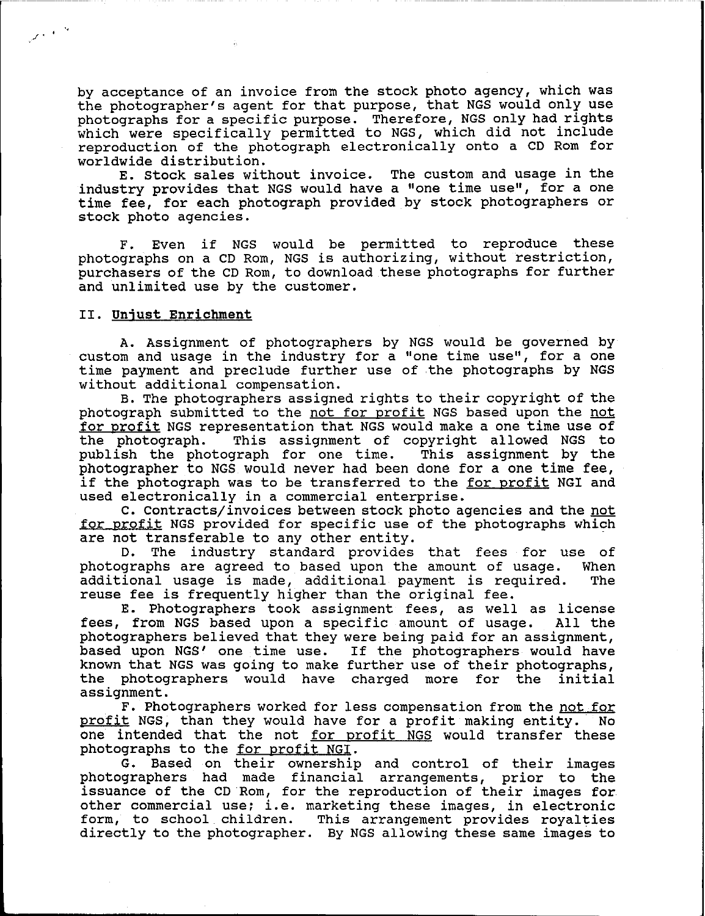by acceptance of an invoice from the stock photo agency, which was the photographer's agent for that purpose, that NGS would only use photographs for a specific purpose. Therefore, NGS only had rights which were specifically permitted to NGS, which did not include reproduction of the photograph electronically onto a CD Rom for worldwide distribution.

E. Stock sales without invoice. The custom and usage in the industry provides that NGS would have a "one time use", for a one time fee, for each photograph provided by stock photographers or stock photo agencies.

F. Even if NGS would be permitted to reproduce these photographs on a CD Rom, NGS is authorizing, without restriction, purchasers of the CD Rom, to download these photographs for further and unlimited use by the customer.

## II. Unjust Enrichment

A. Assignment of photographers by NGS would be governed by custom and usage in the industry for a "one time use", for a one time payment and preclude further use of the photographs by NGS without additional compensation.

B. The photographers assigned rights to their copyright of the photograph submitted to the not for profit NGS based upon the not for profit NGS representation that NGS would make a one time use of the photograph. This assignment of copyright allowed NGS to publish the photograph for one time. This assignment by the photographer to NGS would never had been done for a one time fee, if the photograph was to be transferred to the for profit NGI and used electronically in a commercial enterprise.

C. Contracts/invoices between stock photo agencies and the not for profit NGS provided for specific use of the photographs which are not transferable to any other entity.

D. The industry standard provides that fees for use of photographs are agreed to based upon the amount of usage. When additional usage is made, additional payment is required. The reuse fee is frequently higher than the original fee.

E. Photographers took assignment fees, as well as license fees, from NGS based upon a specific amount of usage. All the photographers believed that they were being paid for an assignment, based upon NGS' one time use. If the photographers would have known that NGS was going to make further use of their photographs, the photographers would have charged more for the initial assignment.

F. Photographers worked for less compensation from the not for profit NGS, than they would have for a profit making entity. No one intended that the not for profit NGS would transfer these photographs to the for profit NGI.

G. Based on their ownership and control of their images photographers had made financial arrangements, prior to the issuance of the CD Rom, for the reproduction of their images for other commercial use; i.e. marketing these images, in electronic form, to school children. This arrangement provides royalties directly to the photographer. By NGS allowing these same images to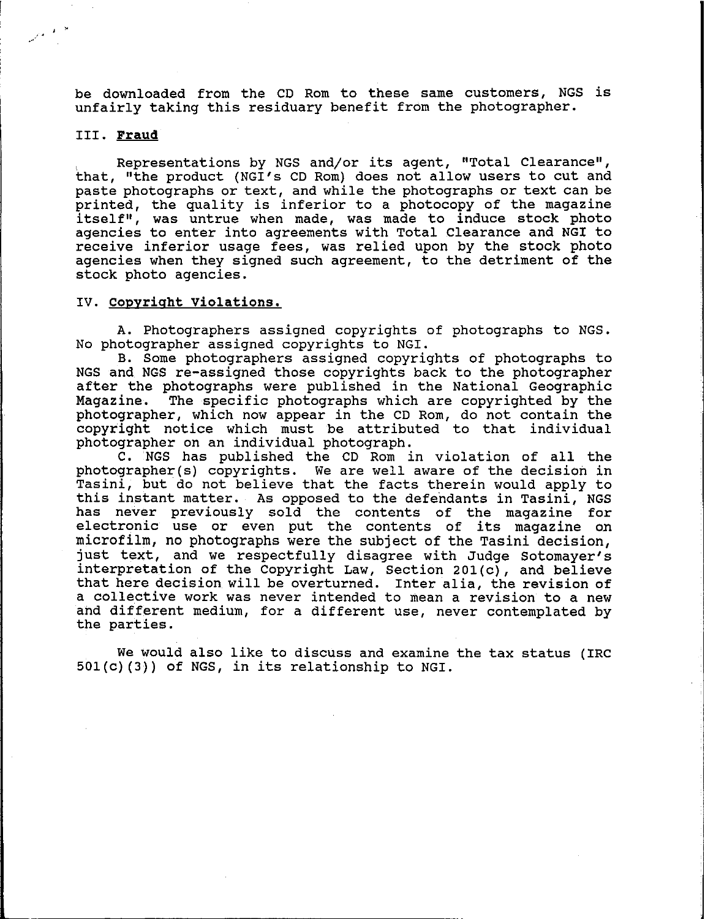be downloaded from the CD Rom to these same customers, NGS is unfairly taking this residuary benefit from the photographer.

III. **Fraud**

Representations by NGS and/or its agent, "Total Clearance", that, "the product (NGI's CD Rom) does not allow users to cut and paste photographs or text, and while the photographs or text can be printed, the quality is inferior to a photocopy of the magazine itself", was untrue when made, was made to induce stock photo agencies to enter into agreements with Total Clearance and NGI to receive inferior usage fees, was relied upon by the stock photo agencies when they signed such agreement, to the detriment of the stock photo agencies.

IV. **Copyright Violations.**

A. Photographers assigned copyrights of photographs to NGS. No photographer assigned copyrights to NGI.

B. Some photographers assigned copyrights of photographs to NGS and NGS re-assigned those copyrights back to the photographer after the photographs were published in the National Geographic Magazine. The specific photographs which are copyrighted by the photographer, which now appear in the CD Rom, do not contain the copyright notice which must be attributed to that individual photographer on an individual photograph.

C. NGS has published the CD Rom in violation of all the photographer(s) copyrights. We are well aware of the decision in Tasini, but do not believe that the facts therein would apply to this instant matter. As opposed to the defendants in Tasini, NGS has never previously sold the contents of the magazine for electronic use or even put the contents of its magazine on microfilm, no photographs were the subject of the Tasini decision, just text, and we respectfully disagree with Judge Sotomayer's interpretation of the Copyright Law, Section 201(c), and believe that here decision will be overturned. Inter alia, the revision of a collective work was never intended to mean a revision to a new and different medium, for a different use, never contemplated by the parties.

We would also like to discuss and examine the tax status (IRC 501(c)(3)) of NGS, in its relationship to NGI.